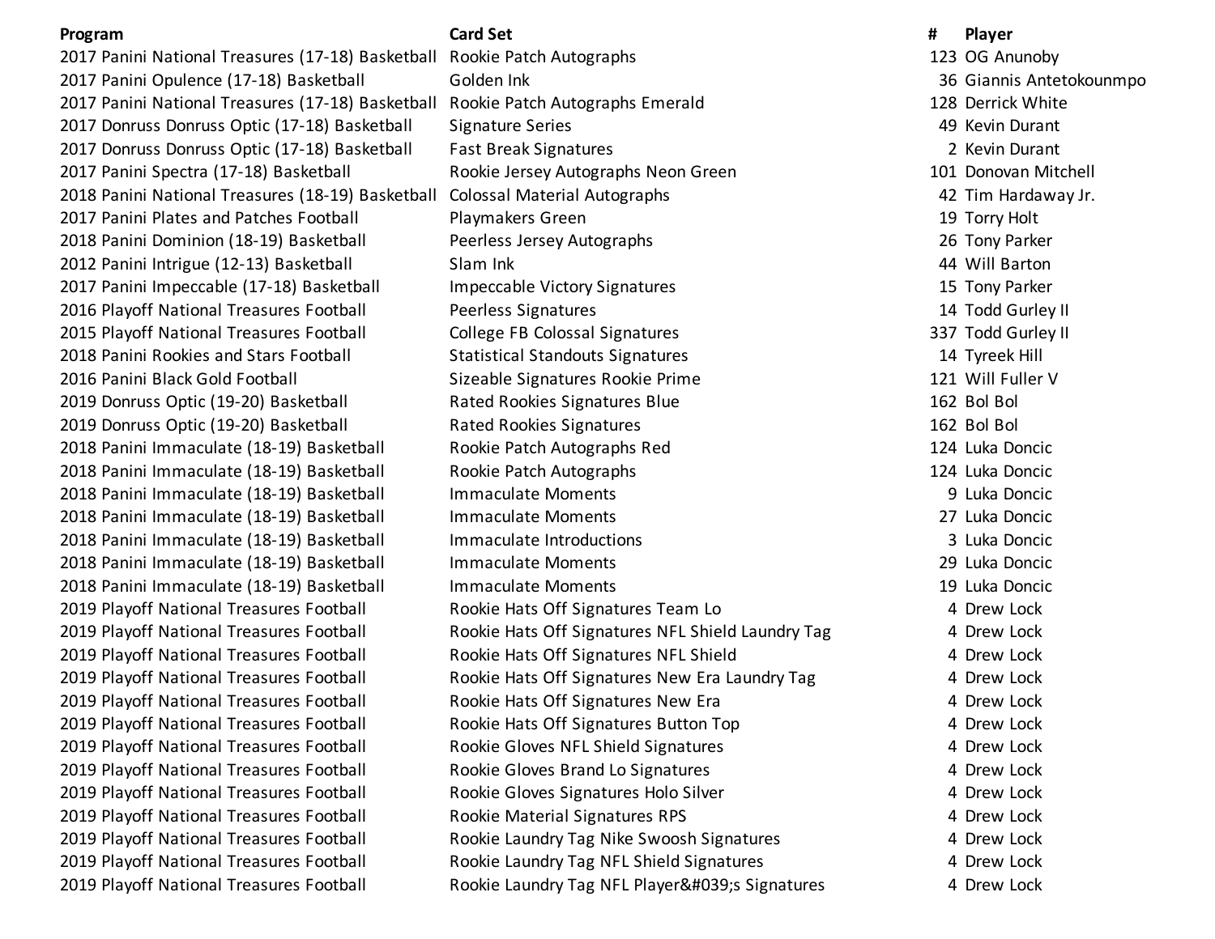| Program | Card Set | # | Player |
|---|---|---|---|
| 2017 Panini National Treasures (17-18) Basketball | Rookie Patch Autographs | 123 | OG Anunoby |
| 2017 Panini Opulence (17-18) Basketball | Golden Ink | 36 | Giannis Antetokounmpo |
| 2017 Panini National Treasures (17-18) Basketball | Rookie Patch Autographs Emerald | 128 | Derrick White |
| 2017 Donruss Donruss Optic (17-18) Basketball | Signature Series | 49 | Kevin Durant |
| 2017 Donruss Donruss Optic (17-18) Basketball | Fast Break Signatures | 2 | Kevin Durant |
| 2017 Panini Spectra (17-18) Basketball | Rookie Jersey Autographs Neon Green | 101 | Donovan Mitchell |
| 2018 Panini National Treasures (18-19) Basketball | Colossal Material Autographs | 42 | Tim Hardaway Jr. |
| 2017 Panini Plates and Patches Football | Playmakers Green | 19 | Torry Holt |
| 2018 Panini Dominion (18-19) Basketball | Peerless Jersey Autographs | 26 | Tony Parker |
| 2012 Panini Intrigue (12-13) Basketball | Slam Ink | 44 | Will Barton |
| 2017 Panini Impeccable (17-18) Basketball | Impeccable Victory Signatures | 15 | Tony Parker |
| 2016 Playoff National Treasures Football | Peerless Signatures | 14 | Todd Gurley II |
| 2015 Playoff National Treasures Football | College FB Colossal Signatures | 337 | Todd Gurley II |
| 2018 Panini Rookies and Stars Football | Statistical Standouts Signatures | 14 | Tyreek Hill |
| 2016 Panini Black Gold Football | Sizeable Signatures Rookie Prime | 121 | Will Fuller V |
| 2019 Donruss Optic (19-20) Basketball | Rated Rookies Signatures Blue | 162 | Bol Bol |
| 2019 Donruss Optic (19-20) Basketball | Rated Rookies Signatures | 162 | Bol Bol |
| 2018 Panini Immaculate (18-19) Basketball | Rookie Patch Autographs Red | 124 | Luka Doncic |
| 2018 Panini Immaculate (18-19) Basketball | Rookie Patch Autographs | 124 | Luka Doncic |
| 2018 Panini Immaculate (18-19) Basketball | Immaculate Moments | 9 | Luka Doncic |
| 2018 Panini Immaculate (18-19) Basketball | Immaculate Moments | 27 | Luka Doncic |
| 2018 Panini Immaculate (18-19) Basketball | Immaculate Introductions | 3 | Luka Doncic |
| 2018 Panini Immaculate (18-19) Basketball | Immaculate Moments | 29 | Luka Doncic |
| 2018 Panini Immaculate (18-19) Basketball | Immaculate Moments | 19 | Luka Doncic |
| 2019 Playoff National Treasures Football | Rookie Hats Off Signatures Team Lo | 4 | Drew Lock |
| 2019 Playoff National Treasures Football | Rookie Hats Off Signatures NFL Shield Laundry Tag | 4 | Drew Lock |
| 2019 Playoff National Treasures Football | Rookie Hats Off Signatures NFL Shield | 4 | Drew Lock |
| 2019 Playoff National Treasures Football | Rookie Hats Off Signatures New Era Laundry Tag | 4 | Drew Lock |
| 2019 Playoff National Treasures Football | Rookie Hats Off Signatures New Era | 4 | Drew Lock |
| 2019 Playoff National Treasures Football | Rookie Hats Off Signatures Button Top | 4 | Drew Lock |
| 2019 Playoff National Treasures Football | Rookie Gloves NFL Shield Signatures | 4 | Drew Lock |
| 2019 Playoff National Treasures Football | Rookie Gloves Brand Lo Signatures | 4 | Drew Lock |
| 2019 Playoff National Treasures Football | Rookie Gloves Signatures Holo Silver | 4 | Drew Lock |
| 2019 Playoff National Treasures Football | Rookie Material Signatures RPS | 4 | Drew Lock |
| 2019 Playoff National Treasures Football | Rookie Laundry Tag Nike Swoosh Signatures | 4 | Drew Lock |
| 2019 Playoff National Treasures Football | Rookie Laundry Tag NFL Shield Signatures | 4 | Drew Lock |
| 2019 Playoff National Treasures Football | Rookie Laundry Tag NFL Player&#039;s Signatures | 4 | Drew Lock |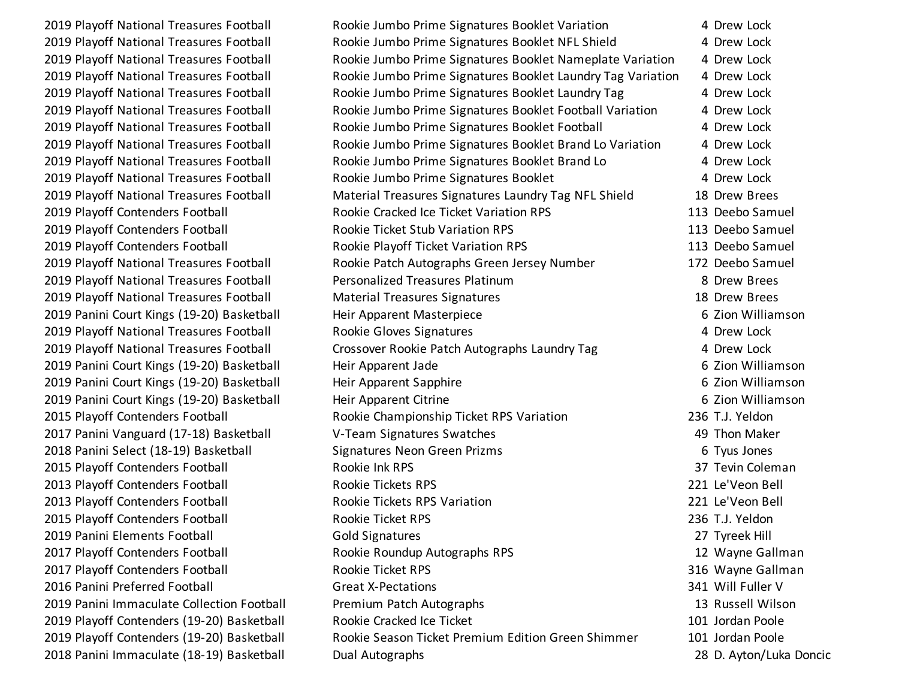| | | | |
|---|---|---|---|
| 2019 Playoff National Treasures Football | Rookie Jumbo Prime Signatures Booklet Variation | 4 | Drew Lock |
| 2019 Playoff National Treasures Football | Rookie Jumbo Prime Signatures Booklet NFL Shield | 4 | Drew Lock |
| 2019 Playoff National Treasures Football | Rookie Jumbo Prime Signatures Booklet Nameplate Variation | 4 | Drew Lock |
| 2019 Playoff National Treasures Football | Rookie Jumbo Prime Signatures Booklet Laundry Tag Variation | 4 | Drew Lock |
| 2019 Playoff National Treasures Football | Rookie Jumbo Prime Signatures Booklet Laundry Tag | 4 | Drew Lock |
| 2019 Playoff National Treasures Football | Rookie Jumbo Prime Signatures Booklet Football Variation | 4 | Drew Lock |
| 2019 Playoff National Treasures Football | Rookie Jumbo Prime Signatures Booklet Football | 4 | Drew Lock |
| 2019 Playoff National Treasures Football | Rookie Jumbo Prime Signatures Booklet Brand Lo Variation | 4 | Drew Lock |
| 2019 Playoff National Treasures Football | Rookie Jumbo Prime Signatures Booklet Brand Lo | 4 | Drew Lock |
| 2019 Playoff National Treasures Football | Rookie Jumbo Prime Signatures Booklet | 4 | Drew Lock |
| 2019 Playoff National Treasures Football | Material Treasures Signatures Laundry Tag NFL Shield | 18 | Drew Brees |
| 2019 Playoff Contenders Football | Rookie Cracked Ice Ticket Variation RPS | 113 | Deebo Samuel |
| 2019 Playoff Contenders Football | Rookie Ticket Stub Variation RPS | 113 | Deebo Samuel |
| 2019 Playoff Contenders Football | Rookie Playoff Ticket Variation RPS | 113 | Deebo Samuel |
| 2019 Playoff National Treasures Football | Rookie Patch Autographs Green Jersey Number | 172 | Deebo Samuel |
| 2019 Playoff National Treasures Football | Personalized Treasures Platinum | 8 | Drew Brees |
| 2019 Playoff National Treasures Football | Material Treasures Signatures | 18 | Drew Brees |
| 2019 Panini Court Kings (19-20) Basketball | Heir Apparent Masterpiece | 6 | Zion Williamson |
| 2019 Playoff National Treasures Football | Rookie Gloves Signatures | 4 | Drew Lock |
| 2019 Playoff National Treasures Football | Crossover Rookie Patch Autographs Laundry Tag | 4 | Drew Lock |
| 2019 Panini Court Kings (19-20) Basketball | Heir Apparent Jade | 6 | Zion Williamson |
| 2019 Panini Court Kings (19-20) Basketball | Heir Apparent Sapphire | 6 | Zion Williamson |
| 2019 Panini Court Kings (19-20) Basketball | Heir Apparent Citrine | 6 | Zion Williamson |
| 2015 Playoff Contenders Football | Rookie Championship Ticket RPS Variation | 236 | T.J. Yeldon |
| 2017 Panini Vanguard (17-18) Basketball | V-Team Signatures Swatches | 49 | Thon Maker |
| 2018 Panini Select (18-19) Basketball | Signatures Neon Green Prizms | 6 | Tyus Jones |
| 2015 Playoff Contenders Football | Rookie Ink RPS | 37 | Tevin Coleman |
| 2013 Playoff Contenders Football | Rookie Tickets RPS | 221 | Le'Veon Bell |
| 2013 Playoff Contenders Football | Rookie Tickets RPS Variation | 221 | Le'Veon Bell |
| 2015 Playoff Contenders Football | Rookie Ticket RPS | 236 | T.J. Yeldon |
| 2019 Panini Elements Football | Gold Signatures | 27 | Tyreek Hill |
| 2017 Playoff Contenders Football | Rookie Roundup Autographs RPS | 12 | Wayne Gallman |
| 2017 Playoff Contenders Football | Rookie Ticket RPS | 316 | Wayne Gallman |
| 2016 Panini Preferred Football | Great X-Pectations | 341 | Will Fuller V |
| 2019 Panini Immaculate Collection Football | Premium Patch Autographs | 13 | Russell Wilson |
| 2019 Playoff Contenders (19-20) Basketball | Rookie Cracked Ice Ticket | 101 | Jordan Poole |
| 2019 Playoff Contenders (19-20) Basketball | Rookie Season Ticket Premium Edition Green Shimmer | 101 | Jordan Poole |
| 2018 Panini Immaculate (18-19) Basketball | Dual Autographs | 28 | D. Ayton/Luka Doncic |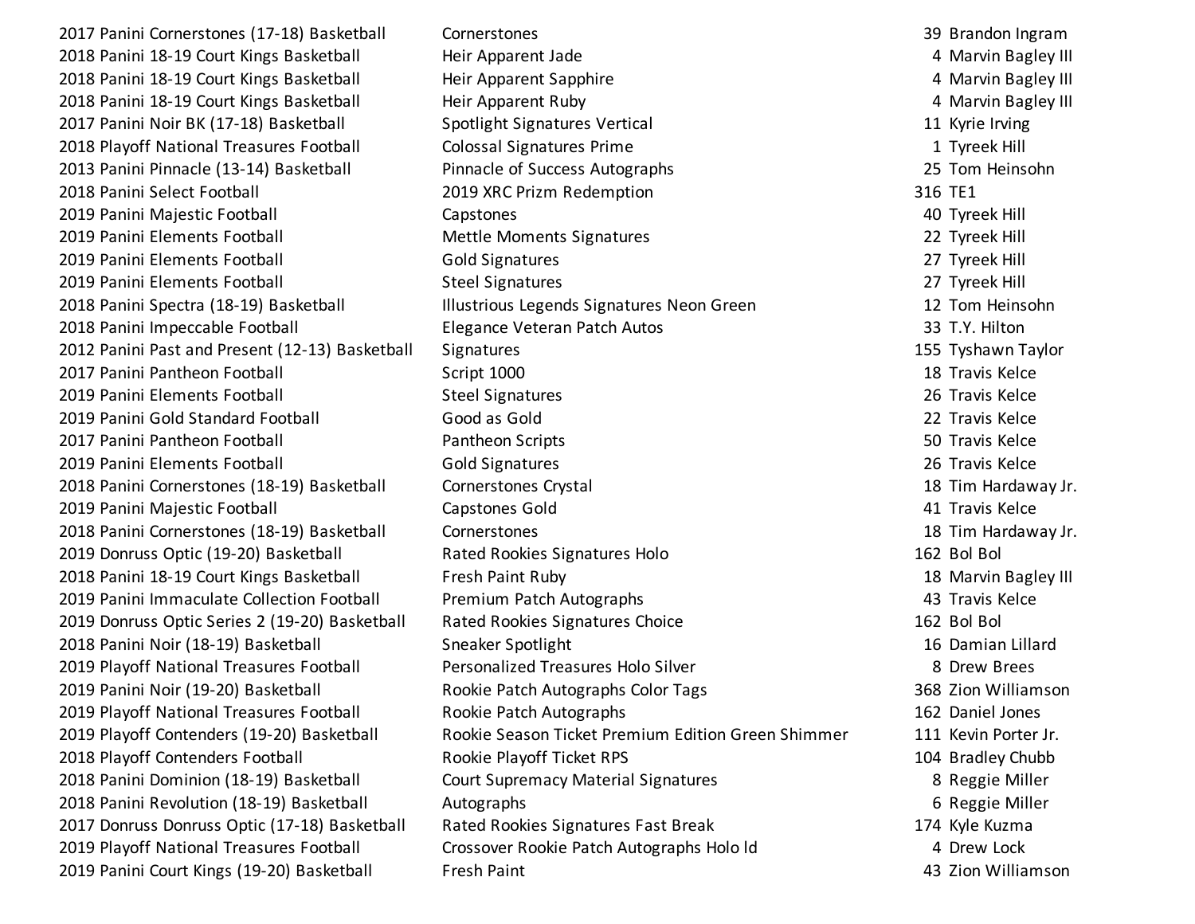| | | | |
|---|---|---|---|
| 2017 Panini Cornerstones (17-18) Basketball | Cornerstones | 39 | Brandon Ingram |
| 2018 Panini 18-19 Court Kings Basketball | Heir Apparent Jade | 4 | Marvin Bagley III |
| 2018 Panini 18-19 Court Kings Basketball | Heir Apparent Sapphire | 4 | Marvin Bagley III |
| 2018 Panini 18-19 Court Kings Basketball | Heir Apparent Ruby | 4 | Marvin Bagley III |
| 2017 Panini Noir BK (17-18) Basketball | Spotlight Signatures Vertical | 11 | Kyrie Irving |
| 2018 Playoff National Treasures Football | Colossal Signatures Prime | 1 | Tyreek Hill |
| 2013 Panini Pinnacle (13-14) Basketball | Pinnacle of Success Autographs | 25 | Tom Heinsohn |
| 2018 Panini Select Football | 2019 XRC Prizm Redemption | 316 | TE1 |
| 2019 Panini Majestic Football | Capstones | 40 | Tyreek Hill |
| 2019 Panini Elements Football | Mettle Moments Signatures | 22 | Tyreek Hill |
| 2019 Panini Elements Football | Gold Signatures | 27 | Tyreek Hill |
| 2019 Panini Elements Football | Steel Signatures | 27 | Tyreek Hill |
| 2018 Panini Spectra (18-19) Basketball | Illustrious Legends Signatures Neon Green | 12 | Tom Heinsohn |
| 2018 Panini Impeccable Football | Elegance Veteran Patch Autos | 33 | T.Y. Hilton |
| 2012 Panini Past and Present (12-13) Basketball | Signatures | 155 | Tyshawn Taylor |
| 2017 Panini Pantheon Football | Script 1000 | 18 | Travis Kelce |
| 2019 Panini Elements Football | Steel Signatures | 26 | Travis Kelce |
| 2019 Panini Gold Standard Football | Good as Gold | 22 | Travis Kelce |
| 2017 Panini Pantheon Football | Pantheon Scripts | 50 | Travis Kelce |
| 2019 Panini Elements Football | Gold Signatures | 26 | Travis Kelce |
| 2018 Panini Cornerstones (18-19) Basketball | Cornerstones Crystal | 18 | Tim Hardaway Jr. |
| 2019 Panini Majestic Football | Capstones Gold | 41 | Travis Kelce |
| 2018 Panini Cornerstones (18-19) Basketball | Cornerstones | 18 | Tim Hardaway Jr. |
| 2019 Donruss Optic (19-20) Basketball | Rated Rookies Signatures Holo | 162 | Bol Bol |
| 2018 Panini 18-19 Court Kings Basketball | Fresh Paint Ruby | 18 | Marvin Bagley III |
| 2019 Panini Immaculate Collection Football | Premium Patch Autographs | 43 | Travis Kelce |
| 2019 Donruss Optic Series 2 (19-20) Basketball | Rated Rookies Signatures Choice | 162 | Bol Bol |
| 2018 Panini Noir (18-19) Basketball | Sneaker Spotlight | 16 | Damian Lillard |
| 2019 Playoff National Treasures Football | Personalized Treasures Holo Silver | 8 | Drew Brees |
| 2019 Panini Noir (19-20) Basketball | Rookie Patch Autographs Color Tags | 368 | Zion Williamson |
| 2019 Playoff National Treasures Football | Rookie Patch Autographs | 162 | Daniel Jones |
| 2019 Playoff Contenders (19-20) Basketball | Rookie Season Ticket Premium Edition Green Shimmer | 111 | Kevin Porter Jr. |
| 2018 Playoff Contenders Football | Rookie Playoff Ticket RPS | 104 | Bradley Chubb |
| 2018 Panini Dominion (18-19) Basketball | Court Supremacy Material Signatures | 8 | Reggie Miller |
| 2018 Panini Revolution (18-19) Basketball | Autographs | 6 | Reggie Miller |
| 2017 Donruss Donruss Optic (17-18) Basketball | Rated Rookies Signatures Fast Break | 174 | Kyle Kuzma |
| 2019 Playoff National Treasures Football | Crossover Rookie Patch Autographs Holo Id | 4 | Drew Lock |
| 2019 Panini Court Kings (19-20) Basketball | Fresh Paint | 43 | Zion Williamson |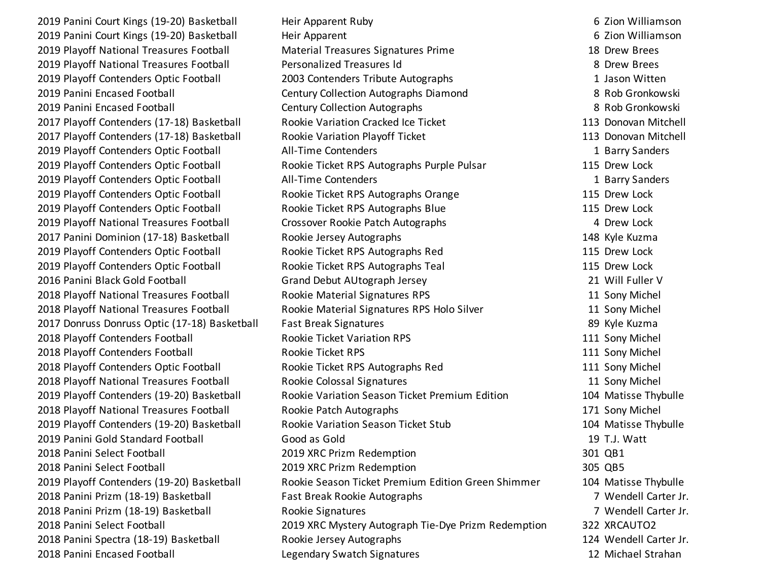| | | | |
|---|---|---|---|
| 2019 Panini Court Kings (19-20) Basketball | Heir Apparent Ruby | 6 | Zion Williamson |
| 2019 Panini Court Kings (19-20) Basketball | Heir Apparent | 6 | Zion Williamson |
| 2019 Playoff National Treasures Football | Material Treasures Signatures Prime | 18 | Drew Brees |
| 2019 Playoff National Treasures Football | Personalized Treasures Id | 8 | Drew Brees |
| 2019 Playoff Contenders Optic Football | 2003 Contenders Tribute Autographs | 1 | Jason Witten |
| 2019 Panini Encased Football | Century Collection Autographs Diamond | 8 | Rob Gronkowski |
| 2019 Panini Encased Football | Century Collection Autographs | 8 | Rob Gronkowski |
| 2017 Playoff Contenders (17-18) Basketball | Rookie Variation Cracked Ice Ticket | 113 | Donovan Mitchell |
| 2017 Playoff Contenders (17-18) Basketball | Rookie Variation Playoff Ticket | 113 | Donovan Mitchell |
| 2019 Playoff Contenders Optic Football | All-Time Contenders | 1 | Barry Sanders |
| 2019 Playoff Contenders Optic Football | Rookie Ticket RPS Autographs Purple Pulsar | 115 | Drew Lock |
| 2019 Playoff Contenders Optic Football | All-Time Contenders | 1 | Barry Sanders |
| 2019 Playoff Contenders Optic Football | Rookie Ticket RPS Autographs Orange | 115 | Drew Lock |
| 2019 Playoff Contenders Optic Football | Rookie Ticket RPS Autographs Blue | 115 | Drew Lock |
| 2019 Playoff National Treasures Football | Crossover Rookie Patch Autographs | 4 | Drew Lock |
| 2017 Panini Dominion (17-18) Basketball | Rookie Jersey Autographs | 148 | Kyle Kuzma |
| 2019 Playoff Contenders Optic Football | Rookie Ticket RPS Autographs Red | 115 | Drew Lock |
| 2019 Playoff Contenders Optic Football | Rookie Ticket RPS Autographs Teal | 115 | Drew Lock |
| 2016 Panini Black Gold Football | Grand Debut AUtograph Jersey | 21 | Will Fuller V |
| 2018 Playoff National Treasures Football | Rookie Material Signatures RPS | 11 | Sony Michel |
| 2018 Playoff National Treasures Football | Rookie Material Signatures RPS Holo Silver | 11 | Sony Michel |
| 2017 Donruss Donruss Optic (17-18) Basketball | Fast Break Signatures | 89 | Kyle Kuzma |
| 2018 Playoff Contenders Football | Rookie Ticket Variation RPS | 111 | Sony Michel |
| 2018 Playoff Contenders Football | Rookie Ticket RPS | 111 | Sony Michel |
| 2018 Playoff Contenders Optic Football | Rookie Ticket RPS Autographs Red | 111 | Sony Michel |
| 2018 Playoff National Treasures Football | Rookie Colossal Signatures | 11 | Sony Michel |
| 2019 Playoff Contenders (19-20) Basketball | Rookie Variation Season Ticket Premium Edition | 104 | Matisse Thybulle |
| 2018 Playoff National Treasures Football | Rookie Patch Autographs | 171 | Sony Michel |
| 2019 Playoff Contenders (19-20) Basketball | Rookie Variation Season Ticket Stub | 104 | Matisse Thybulle |
| 2019 Panini Gold Standard Football | Good as Gold | 19 | T.J. Watt |
| 2018 Panini Select Football | 2019 XRC Prizm Redemption | 301 | QB1 |
| 2018 Panini Select Football | 2019 XRC Prizm Redemption | 305 | QB5 |
| 2019 Playoff Contenders (19-20) Basketball | Rookie Season Ticket Premium Edition Green Shimmer | 104 | Matisse Thybulle |
| 2018 Panini Prizm (18-19) Basketball | Fast Break Rookie Autographs | 7 | Wendell Carter Jr. |
| 2018 Panini Prizm (18-19) Basketball | Rookie Signatures | 7 | Wendell Carter Jr. |
| 2018 Panini Select Football | 2019 XRC Mystery Autograph Tie-Dye Prizm Redemption | 322 | XRCAUTO2 |
| 2018 Panini Spectra (18-19) Basketball | Rookie Jersey Autographs | 124 | Wendell Carter Jr. |
| 2018 Panini Encased Football | Legendary Swatch Signatures | 12 | Michael Strahan |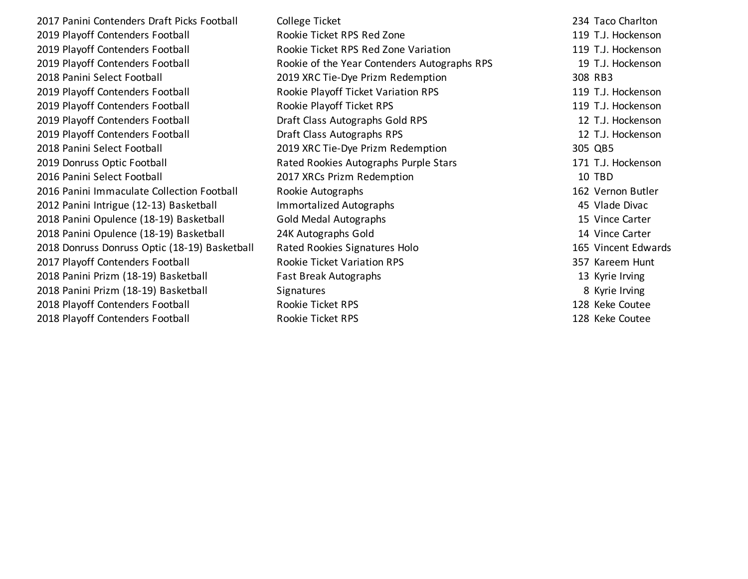| | | | |
|---|---|---|---|
| 2017 Panini Contenders Draft Picks Football | College Ticket | 234 | Taco Charlton |
| 2019 Playoff Contenders Football | Rookie Ticket RPS Red Zone | 119 | T.J. Hockenson |
| 2019 Playoff Contenders Football | Rookie Ticket RPS Red Zone Variation | 119 | T.J. Hockenson |
| 2019 Playoff Contenders Football | Rookie of the Year Contenders Autographs RPS | 19 | T.J. Hockenson |
| 2018 Panini Select Football | 2019 XRC Tie-Dye Prizm Redemption | 308 | RB3 |
| 2019 Playoff Contenders Football | Rookie Playoff Ticket Variation RPS | 119 | T.J. Hockenson |
| 2019 Playoff Contenders Football | Rookie Playoff Ticket RPS | 119 | T.J. Hockenson |
| 2019 Playoff Contenders Football | Draft Class Autographs Gold RPS | 12 | T.J. Hockenson |
| 2019 Playoff Contenders Football | Draft Class Autographs RPS | 12 | T.J. Hockenson |
| 2018 Panini Select Football | 2019 XRC Tie-Dye Prizm Redemption | 305 | QB5 |
| 2019 Donruss Optic Football | Rated Rookies Autographs Purple Stars | 171 | T.J. Hockenson |
| 2016 Panini Select Football | 2017 XRCs Prizm Redemption | 10 | TBD |
| 2016 Panini Immaculate Collection Football | Rookie Autographs | 162 | Vernon Butler |
| 2012 Panini Intrigue (12-13) Basketball | Immortalized Autographs | 45 | Vlade Divac |
| 2018 Panini Opulence (18-19) Basketball | Gold Medal Autographs | 15 | Vince Carter |
| 2018 Panini Opulence (18-19) Basketball | 24K Autographs Gold | 14 | Vince Carter |
| 2018 Donruss Donruss Optic (18-19) Basketball | Rated Rookies Signatures Holo | 165 | Vincent Edwards |
| 2017 Playoff Contenders Football | Rookie Ticket Variation RPS | 357 | Kareem Hunt |
| 2018 Panini Prizm (18-19) Basketball | Fast Break Autographs | 13 | Kyrie Irving |
| 2018 Panini Prizm (18-19) Basketball | Signatures | 8 | Kyrie Irving |
| 2018 Playoff Contenders Football | Rookie Ticket RPS | 128 | Keke Coutee |
| 2018 Playoff Contenders Football | Rookie Ticket RPS | 128 | Keke Coutee |